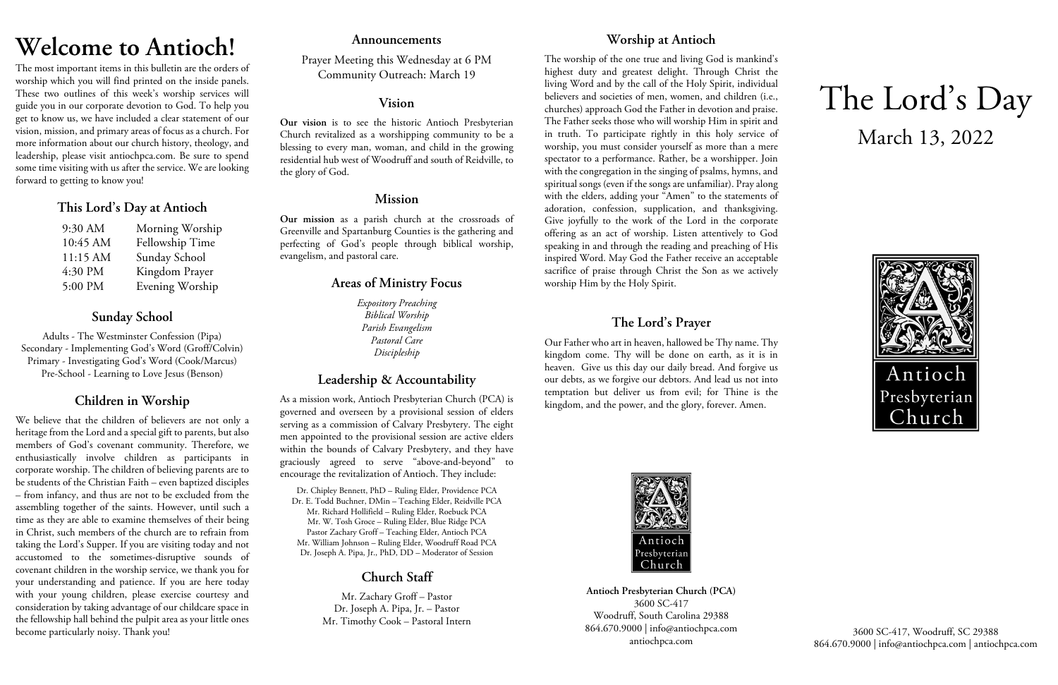# Welcome to Antioch!

The most important items in this bulletin are the orders of worship which you will find printed on the inside panels. These two outlines of this week's worship services will guide you in our corporate devotion to God. To help you get to know us, we have included a clear statement of our vision, mission, and primary areas of focus as a church. For more information about our church history, theology, and leadership, please visit antiochpca.com. Be sure to spend some time visiting with us after the service. We are looking forward to getting to know you!

## This Lord's Day at Antioch

| | |
|---|---|
| 9:30 AM | Morning Worship |
| 10:45 AM | Fellowship Time |
| 11:15 AM | Sunday School |
| 4:30 PM | Kingdom Prayer |
| 5:00 PM | Evening Worship |

## Sunday School

Adults - The Westminster Confession (Pipa)
Secondary - Implementing God's Word (Groff/Colvin)
Primary - Investigating God's Word (Cook/Marcus)
Pre-School - Learning to Love Jesus (Benson)

## Children in Worship

We believe that the children of believers are not only a heritage from the Lord and a special gift to parents, but also members of God's covenant community. Therefore, we enthusiastically involve children as participants in corporate worship. The children of believing parents are to be students of the Christian Faith – even baptized disciples – from infancy, and thus are not to be excluded from the assembling together of the saints. However, until such a time as they are able to examine themselves of their being in Christ, such members of the church are to refrain from taking the Lord's Supper. If you are visiting today and not accustomed to the sometimes-disruptive sounds of covenant children in the worship service, we thank you for your understanding and patience. If you are here today with your young children, please exercise courtesy and consideration by taking advantage of our childcare space in the fellowship hall behind the pulpit area as your little ones become particularly noisy. Thank you!

## Announcements

Prayer Meeting this Wednesday at 6 PM
Community Outreach: March 19

## Vision

**Our vision** is to see the historic Antioch Presbyterian Church revitalized as a worshipping community to be a blessing to every man, woman, and child in the growing residential hub west of Woodruff and south of Reidville, to the glory of God.

## Mission

**Our mission** as a parish church at the crossroads of Greenville and Spartanburg Counties is the gathering and perfecting of God's people through biblical worship, evangelism, and pastoral care.

## Areas of Ministry Focus

*Expository Preaching*
*Biblical Worship*
*Parish Evangelism*
*Pastoral Care*
*Discipleship*

## Leadership & Accountability

As a mission work, Antioch Presbyterian Church (PCA) is governed and overseen by a provisional session of elders serving as a commission of Calvary Presbytery. The eight men appointed to the provisional session are active elders within the bounds of Calvary Presbytery, and they have graciously agreed to serve "above-and-beyond" to encourage the revitalization of Antioch. They include:

Dr. Chipley Bennett, PhD – Ruling Elder, Providence PCA
Dr. E. Todd Buchner, DMin – Teaching Elder, Reidville PCA
Mr. Richard Hollifield – Ruling Elder, Roebuck PCA
Mr. W. Tosh Groce – Ruling Elder, Blue Ridge PCA
Pastor Zachary Groff – Teaching Elder, Antioch PCA
Mr. William Johnson – Ruling Elder, Woodruff Road PCA
Dr. Joseph A. Pipa, Jr., PhD, DD – Moderator of Session

## Church Staff

Mr. Zachary Groff – Pastor
Dr. Joseph A. Pipa, Jr. – Pastor
Mr. Timothy Cook – Pastoral Intern

## Worship at Antioch

The worship of the one true and living God is mankind's highest duty and greatest delight. Through Christ the living Word and by the call of the Holy Spirit, individual believers and societies of men, women, and children (i.e., churches) approach God the Father in devotion and praise. The Father seeks those who will worship Him in spirit and in truth. To participate rightly in this holy service of worship, you must consider yourself as more than a mere spectator to a performance. Rather, be a worshipper. Join with the congregation in the singing of psalms, hymns, and spiritual songs (even if the songs are unfamiliar). Pray along with the elders, adding your "Amen" to the statements of adoration, confession, supplication, and thanksgiving. Give joyfully to the work of the Lord in the corporate offering as an act of worship. Listen attentively to God speaking in and through the reading and preaching of His inspired Word. May God the Father receive an acceptable sacrifice of praise through Christ the Son as we actively worship Him by the Holy Spirit.

## The Lord's Prayer

Our Father who art in heaven, hallowed be Thy name. Thy kingdom come. Thy will be done on earth, as it is in heaven. Give us this day our daily bread. And forgive us our debts, as we forgive our debtors. And lead us not into temptation but deliver us from evil; for Thine is the kingdom, and the power, and the glory, forever. Amen.

Antioch Presbyterian Church

**Antioch Presbyterian Church (PCA)**
3600 SC-417
Woodruff, South Carolina 29388
864.670.9000 | info@antiochpca.com
antiochpca.com

# The Lord's Day

March 13, 2022

Antioch Presbyterian Church

3600 SC-417, Woodruff, SC 29388
864.670.9000 | info@antiochpca.com | antiochpca.com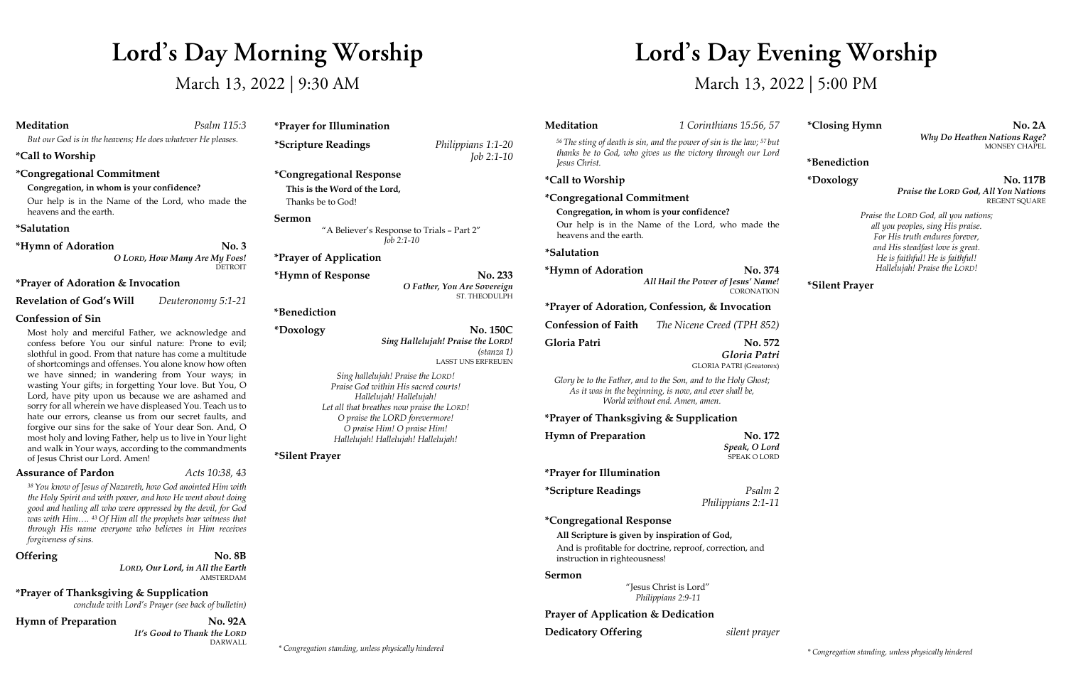# Lord's Day Morning Worship

March 13, 2022 | 9:30 AM

**Meditation** *Psalm 115:3*

*But our God is in the heavens; He does whatever He pleases.*

**\*Call to Worship**

**\*Congregational Commitment**

**Congregation, in whom is your confidence?**

Our help is in the Name of the Lord, who made the heavens and the earth.

**\*Salutation**

**\*Hymn of Adoration** **No. 3**

***O LORD, How Many Are My Foes!***
DETROIT

**\*Prayer of Adoration & Invocation**

**Revelation of God's Will** *Deuteronomy 5:1-21*

**Confession of Sin**

Most holy and merciful Father, we acknowledge and confess before You our sinful nature: Prone to evil; slothful in good. From that nature has come a multitude of shortcomings and offenses. You alone know how often we have sinned; in wandering from Your ways; in wasting Your gifts; in forgetting Your love. But You, O Lord, have pity upon us because we are ashamed and sorry for all wherein we have displeased You. Teach us to hate our errors, cleanse us from our secret faults, and forgive our sins for the sake of Your dear Son. And, O most holy and loving Father, help us to live in Your light and walk in Your ways, according to the commandments of Jesus Christ our Lord. Amen!

**Assurance of Pardon** *Acts 10:38, 43*

*[38] You know of Jesus of Nazareth, how God anointed Him with the Holy Spirit and with power, and how He went about doing good and healing all who were oppressed by the devil, for God was with Him…. [43] Of Him all the prophets bear witness that through His name everyone who believes in Him receives forgiveness of sins.*

**Offering** **No. 8B**

***LORD, Our Lord, in All the Earth***
AMSTERDAM

**\*Prayer of Thanksgiving & Supplication**

*conclude with Lord's Prayer (see back of bulletin)*

**Hymn of Preparation** **No. 92A**

***It's Good to Thank the LORD***
DARWALL

**\*Prayer for Illumination**

**\*Scripture Readings** *Philippians 1:1-20*
*Job 2:1-10*

**\*Congregational Response**

**This is the Word of the Lord,**

Thanks be to God!

**Sermon**

"A Believer's Response to Trials – Part 2"
*Job 2:1-10*

**\*Prayer of Application**

**\*Hymn of Response** **No. 233**

***O Father, You Are Sovereign***
ST. THEODULPH

**\*Benediction**

**\*Doxology** **No. 150C**

***Sing Hallelujah! Praise the LORD!***
*(stanza 1)*
LASST UNS ERFREUEN

*Sing hallelujah! Praise the LORD!*
*Praise God within His sacred courts!*
*Hallelujah! Hallelujah!*
*Let all that breathes now praise the LORD!*
*O praise the LORD forevermore!*
*O praise Him! O praise Him!*
*Hallelujah! Hallelujah! Hallelujah!*

**\*Silent Prayer**

*\* Congregation standing, unless physically hindered*

# Lord's Day Evening Worship

March 13, 2022 | 5:00 PM

**Meditation** *1 Corinthians 15:56, 57*

*[56] The sting of death is sin, and the power of sin is the law; [57] but thanks be to God, who gives us the victory through our Lord Jesus Christ.*

**\*Call to Worship**

**\*Congregational Commitment**

**Congregation, in whom is your confidence?**

Our help is in the Name of the Lord, who made the heavens and the earth.

**\*Salutation**

**\*Hymn of Adoration** **No. 374**

***All Hail the Power of Jesus' Name!***
CORONATION

**\*Prayer of Adoration, Confession, & Invocation**

**Confession of Faith** *The Nicene Creed (TPH 852)*

**Gloria Patri** **No. 572**

***Gloria Patri***
GLORIA PATRI (Greatorex)

*Glory be to the Father, and to the Son, and to the Holy Ghost;*
*As it was in the beginning, is now, and ever shall be,*
*World without end. Amen, amen.*

**\*Prayer of Thanksgiving & Supplication**

**Hymn of Preparation** **No. 172**

***Speak, O Lord***
SPEAK O LORD

**\*Prayer for Illumination**

**\*Scripture Readings** *Psalm 2*
*Philippians 2:1-11*

**\*Congregational Response**

**All Scripture is given by inspiration of God,**

And is profitable for doctrine, reproof, correction, and instruction in righteousness!

**Sermon**

"Jesus Christ is Lord"
*Philippians 2:9-11*

**Prayer of Application & Dedication**

**Dedicatory Offering** *silent prayer*

**\*Closing Hymn** **No. 2A**

***Why Do Heathen Nations Rage?***
MONSEY CHAPEL

**\*Benediction**

**\*Doxology** **No. 117B**

***Praise the LORD God, All You Nations***
REGENT SQUARE

*Praise the LORD God, all you nations;*
*all you peoples, sing His praise.*
*For His truth endures forever,*
*and His steadfast love is great.*
*He is faithful! He is faithful!*
*Hallelujah! Praise the LORD!*

**\*Silent Prayer**

*\* Congregation standing, unless physically hindered*